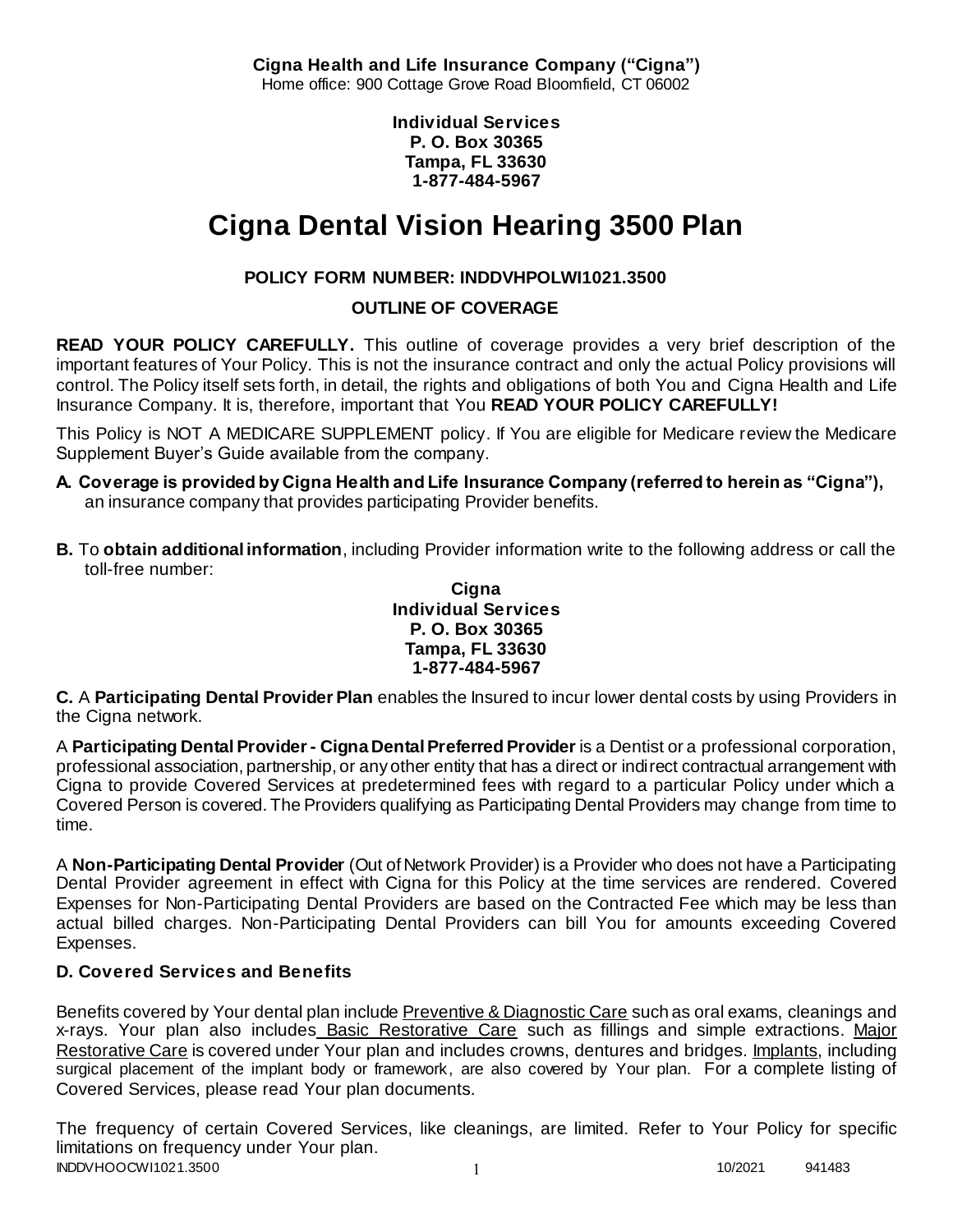**Cigna Health and Life Insurance Company ("Cigna")**
Home office: 900 Cottage Grove Road Bloomfield, CT 06002

**Individual Services**
**P. O. Box 30365**
**Tampa, FL 33630**
**1-877-484-5967**

# Cigna Dental Vision Hearing 3500 Plan

**POLICY FORM NUMBER: INDDVHPOLWI1021.3500**

**OUTLINE OF COVERAGE**

**READ YOUR POLICY CAREFULLY.** This outline of coverage provides a very brief description of the important features of Your Policy. This is not the insurance contract and only the actual Policy provisions will control. The Policy itself sets forth, in detail, the rights and obligations of both You and Cigna Health and Life Insurance Company. It is, therefore, important that You **READ YOUR POLICY CAREFULLY!**

This Policy is NOT A MEDICARE SUPPLEMENT policy. If You are eligible for Medicare review the Medicare Supplement Buyer's Guide available from the company.

**A. Coverage is provided by Cigna Health and Life Insurance Company (referred to herein as "Cigna"),** an insurance company that provides participating Provider benefits.

**B.** To **obtain additional information**, including Provider information write to the following address or call the toll-free number:

**Cigna**
**Individual Services**
**P. O. Box 30365**
**Tampa, FL 33630**
**1-877-484-5967**

**C.** A **Participating Dental Provider Plan** enables the Insured to incur lower dental costs by using Providers in the Cigna network.

A **Participating Dental Provider - Cigna Dental Preferred Provider** is a Dentist or a professional corporation, professional association, partnership, or any other entity that has a direct or indirect contractual arrangement with Cigna to provide Covered Services at predetermined fees with regard to a particular Policy under which a Covered Person is covered. The Providers qualifying as Participating Dental Providers may change from time to time.

A **Non-Participating Dental Provider** (Out of Network Provider) is a Provider who does not have a Participating Dental Provider agreement in effect with Cigna for this Policy at the time services are rendered. Covered Expenses for Non-Participating Dental Providers are based on the Contracted Fee which may be less than actual billed charges. Non-Participating Dental Providers can bill You for amounts exceeding Covered Expenses.

### D. Covered Services and Benefits

Benefits covered by Your dental plan include Preventive & Diagnostic Care such as oral exams, cleanings and x-rays. Your plan also includes Basic Restorative Care such as fillings and simple extractions. Major Restorative Care is covered under Your plan and includes crowns, dentures and bridges. Implants, including surgical placement of the implant body or framework, are also covered by Your plan. For a complete listing of Covered Services, please read Your plan documents.

The frequency of certain Covered Services, like cleanings, are limited. Refer to Your Policy for specific limitations on frequency under Your plan.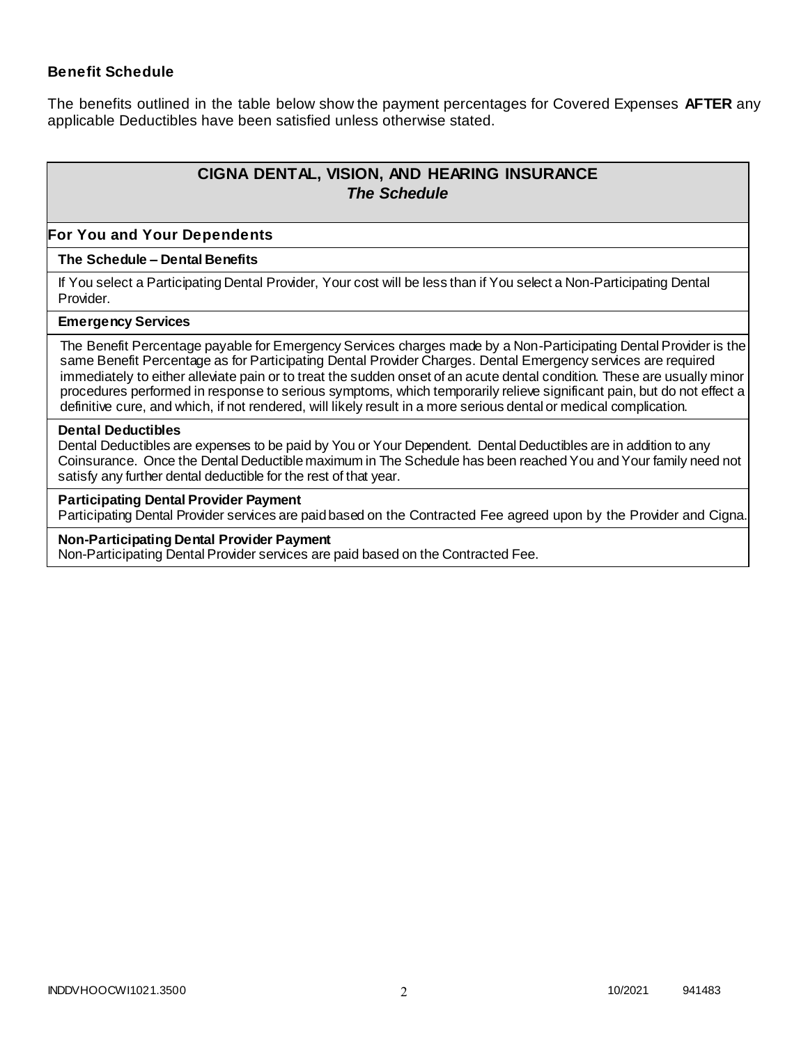### Benefit Schedule

The benefits outlined in the table below show the payment percentages for Covered Expenses **AFTER** any applicable Deductibles have been satisfied unless otherwise stated.

## CIGNA DENTAL, VISION, AND HEARING INSURANCE
### *The Schedule*

### For You and Your Dependents

**The Schedule – Dental Benefits**

If You select a Participating Dental Provider, Your cost will be less than if You select a Non-Participating Dental Provider.

**Emergency Services**

The Benefit Percentage payable for Emergency Services charges made by a Non-Participating Dental Provider is the same Benefit Percentage as for Participating Dental Provider Charges. Dental Emergency services are required immediately to either alleviate pain or to treat the sudden onset of an acute dental condition. These are usually minor procedures performed in response to serious symptoms, which temporarily relieve significant pain, but do not effect a definitive cure, and which, if not rendered, will likely result in a more serious dental or medical complication.

**Dental Deductibles**

Dental Deductibles are expenses to be paid by You or Your Dependent. Dental Deductibles are in addition to any Coinsurance. Once the Dental Deductible maximum in The Schedule has been reached You and Your family need not satisfy any further dental deductible for the rest of that year.

**Participating Dental Provider Payment**

Participating Dental Provider services are paid based on the Contracted Fee agreed upon by the Provider and Cigna.

**Non-Participating Dental Provider Payment**

Non-Participating Dental Provider services are paid based on the Contracted Fee.

INDDVHOOCWI1021.3500 10/2021 941483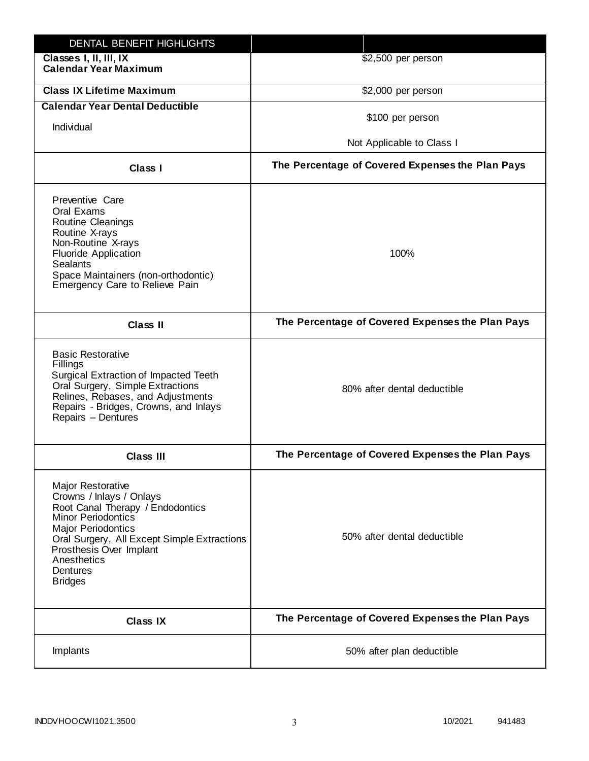| DENTAL BENEFIT HIGHLIGHTS | |
|---|---|
| **Classes I, II, III, IX Calendar Year Maximum** | $2,500 per person |
| **Class IX Lifetime Maximum** | $2,000 per person |
| **Calendar Year Dental Deductible**<br>Individual | $100 per person<br>Not Applicable to Class I |
| **Class I** | **The Percentage of Covered Expenses the Plan Pays** |
| Preventive Care<br>Oral Exams<br>Routine Cleanings<br>Routine X-rays<br>Non-Routine X-rays<br>Fluoride Application<br>Sealants<br>Space Maintainers (non-orthodontic)<br>Emergency Care to Relieve Pain | 100% |
| **Class II** | **The Percentage of Covered Expenses the Plan Pays** |
| Basic Restorative<br>Fillings<br>Surgical Extraction of Impacted Teeth<br>Oral Surgery, Simple Extractions<br>Relines, Rebases, and Adjustments<br>Repairs - Bridges, Crowns, and Inlays<br>Repairs – Dentures | 80% after dental deductible |
| **Class III** | **The Percentage of Covered Expenses the Plan Pays** |
| Major Restorative<br>Crowns / Inlays / Onlays<br>Root Canal Therapy / Endodontics<br>Minor Periodontics<br>Major Periodontics<br>Oral Surgery, All Except Simple Extractions<br>Prosthesis Over Implant<br>Anesthetics<br>Dentures<br>Bridges | 50% after dental deductible |
| **Class IX** | **The Percentage of Covered Expenses the Plan Pays** |
| Implants | 50% after plan deductible |

INDDVHOOCWI1021.3500 10/2021 941483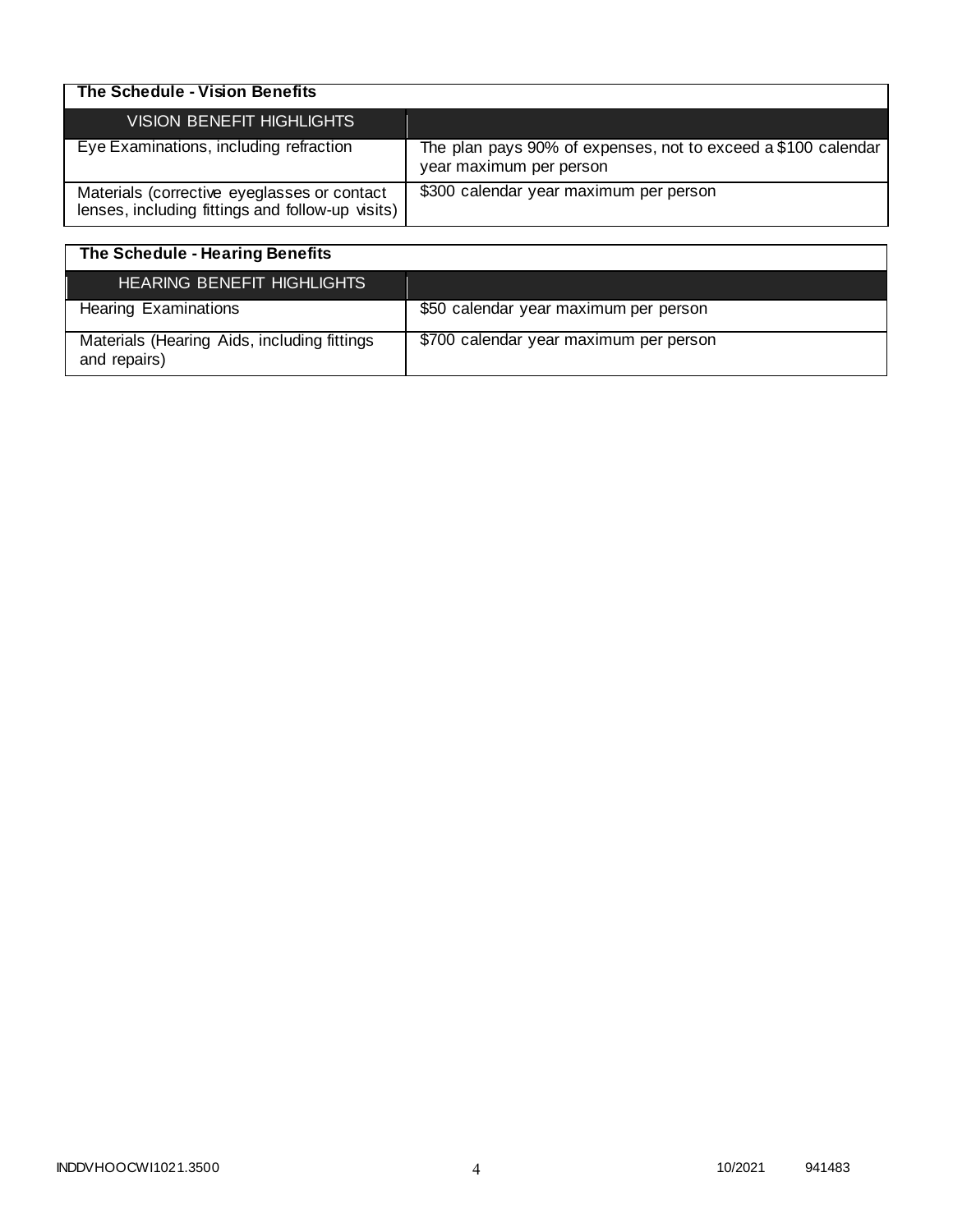| The Schedule - Vision Benefits | |
|---|---|
| VISION BENEFIT HIGHLIGHTS | |
| Eye Examinations, including refraction | The plan pays 90% of expenses, not to exceed a $100 calendar year maximum per person |
| Materials (corrective eyeglasses or contact lenses, including fittings and follow-up visits) | $300 calendar year maximum per person |

| The Schedule - Hearing Benefits | |
|---|---|
| HEARING BENEFIT HIGHLIGHTS | |
| Hearing Examinations | $50 calendar year maximum per person |
| Materials (Hearing Aids, including fittings and repairs) | $700 calendar year maximum per person |

INDDVHOOCWI1021.3500 10/2021 941483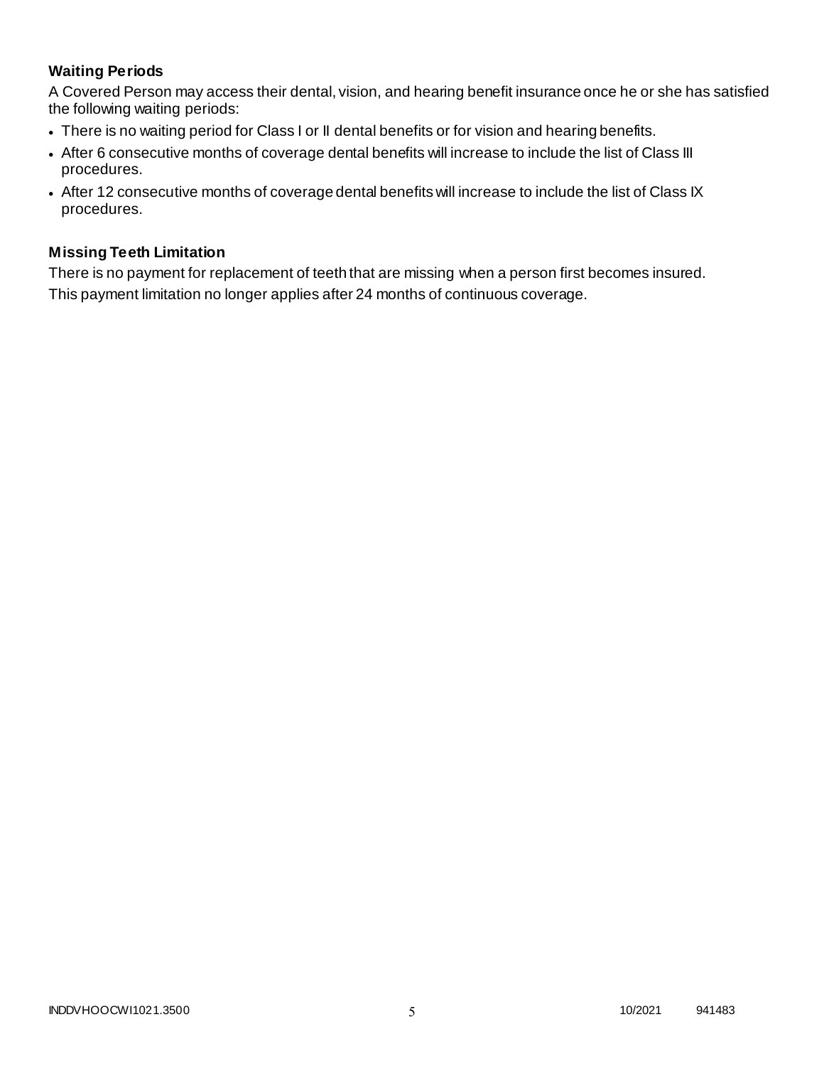### Waiting Periods

A Covered Person may access their dental, vision, and hearing benefit insurance once he or she has satisfied the following waiting periods:

- There is no waiting period for Class I or II dental benefits or for vision and hearing benefits.
- After 6 consecutive months of coverage dental benefits will increase to include the list of Class III procedures.
- After 12 consecutive months of coverage dental benefits will increase to include the list of Class IX procedures.

### Missing Teeth Limitation

There is no payment for replacement of teeth that are missing when a person first becomes insured.

This payment limitation no longer applies after 24 months of continuous coverage.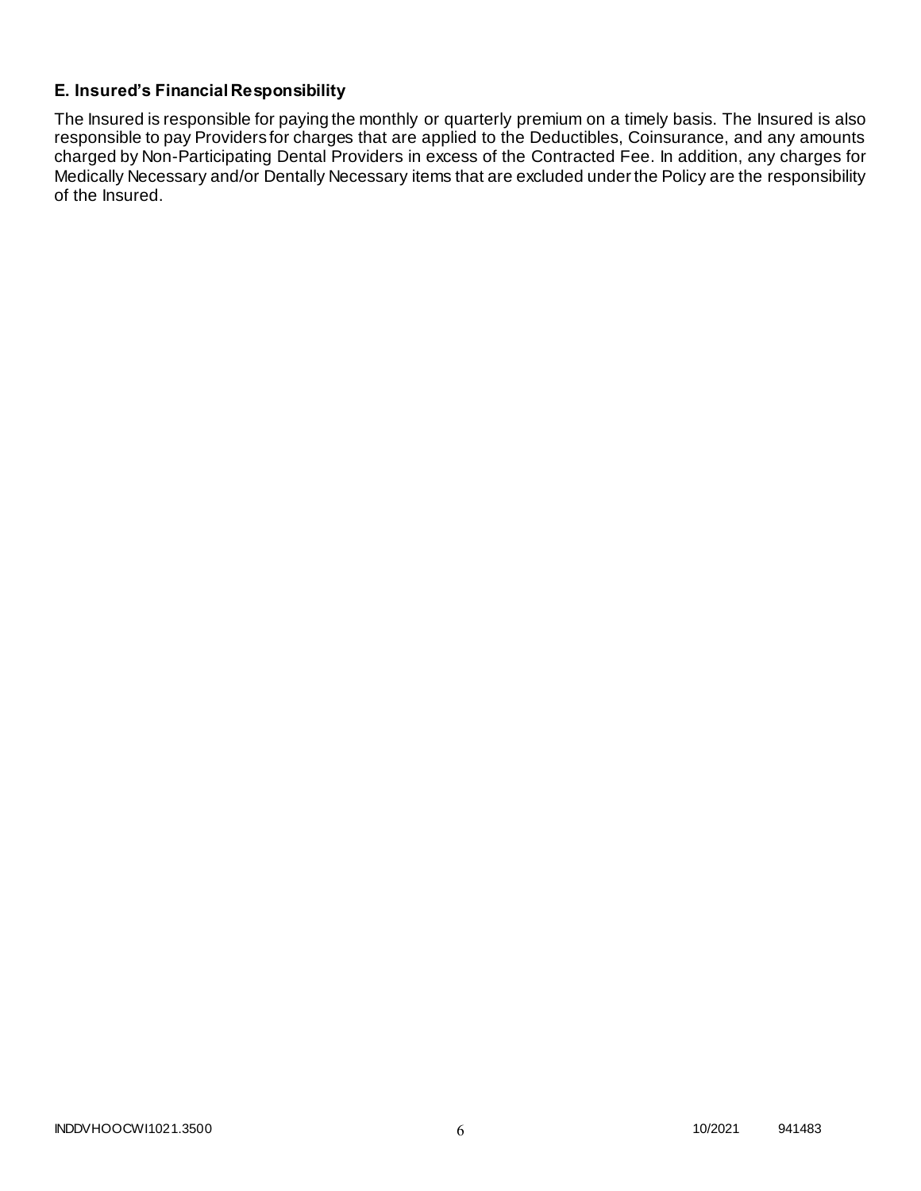### E. Insured's Financial Responsibility

The Insured is responsible for paying the monthly or quarterly premium on a timely basis. The Insured is also responsible to pay Providers for charges that are applied to the Deductibles, Coinsurance, and any amounts charged by Non-Participating Dental Providers in excess of the Contracted Fee. In addition, any charges for Medically Necessary and/or Dentally Necessary items that are excluded under the Policy are the responsibility of the Insured.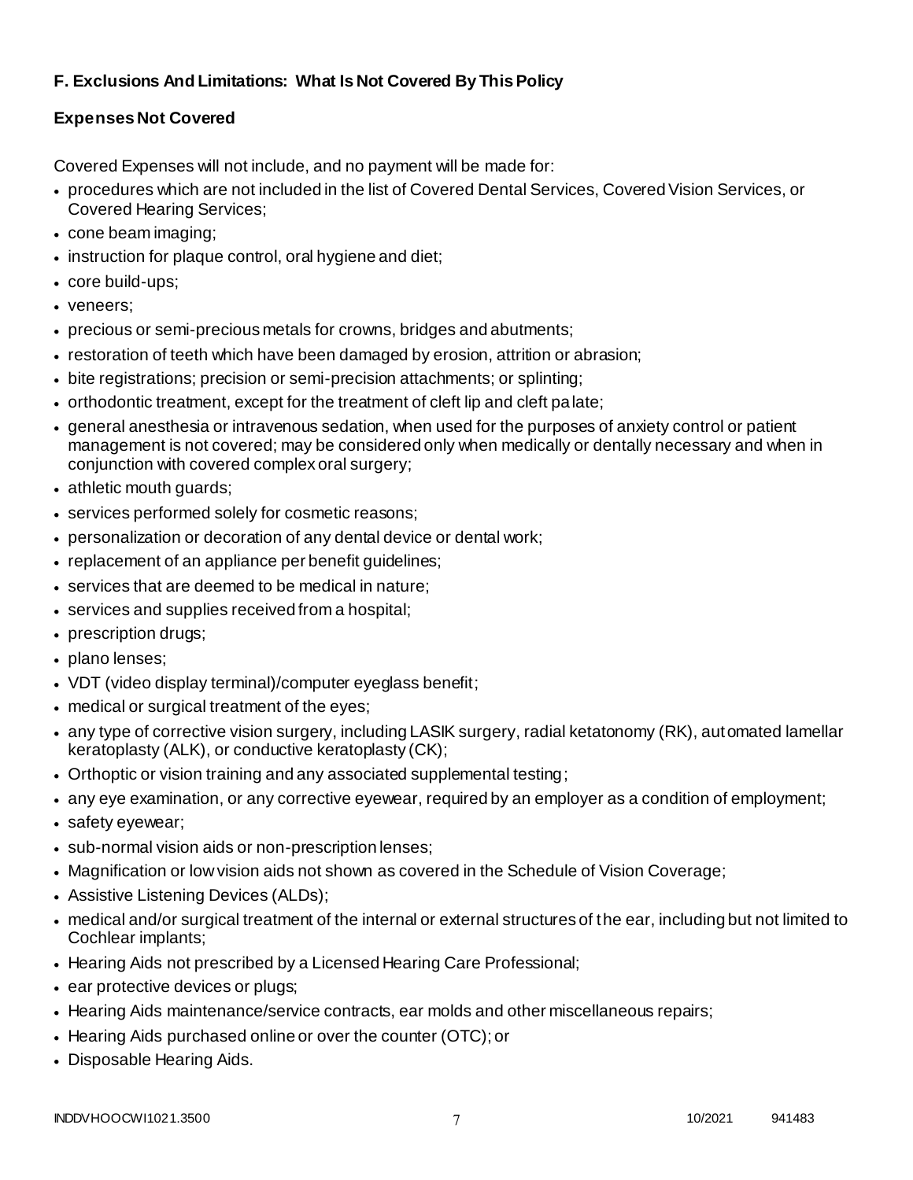### F. Exclusions And Limitations: What Is Not Covered By This Policy

#### Expenses Not Covered

Covered Expenses will not include, and no payment will be made for:

- procedures which are not included in the list of Covered Dental Services, Covered Vision Services, or Covered Hearing Services;
- cone beam imaging;
- instruction for plaque control, oral hygiene and diet;
- core build-ups;
- veneers;
- precious or semi-precious metals for crowns, bridges and abutments;
- restoration of teeth which have been damaged by erosion, attrition or abrasion;
- bite registrations; precision or semi-precision attachments; or splinting;
- orthodontic treatment, except for the treatment of cleft lip and cleft palate;
- general anesthesia or intravenous sedation, when used for the purposes of anxiety control or patient management is not covered; may be considered only when medically or dentally necessary and when in conjunction with covered complex oral surgery;
- athletic mouth guards;
- services performed solely for cosmetic reasons;
- personalization or decoration of any dental device or dental work;
- replacement of an appliance per benefit guidelines;
- services that are deemed to be medical in nature;
- services and supplies received from a hospital;
- prescription drugs;
- plano lenses;
- VDT (video display terminal)/computer eyeglass benefit;
- medical or surgical treatment of the eyes;
- any type of corrective vision surgery, including LASIK surgery, radial ketatonomy (RK), automated lamellar keratoplasty (ALK), or conductive keratoplasty (CK);
- Orthoptic or vision training and any associated supplemental testing;
- any eye examination, or any corrective eyewear, required by an employer as a condition of employment;
- safety eyewear;
- sub-normal vision aids or non-prescription lenses;
- Magnification or low vision aids not shown as covered in the Schedule of Vision Coverage;
- Assistive Listening Devices (ALDs);
- medical and/or surgical treatment of the internal or external structures of the ear, including but not limited to Cochlear implants;
- Hearing Aids not prescribed by a Licensed Hearing Care Professional;
- ear protective devices or plugs;
- Hearing Aids maintenance/service contracts, ear molds and other miscellaneous repairs;
- Hearing Aids purchased online or over the counter (OTC); or
- Disposable Hearing Aids.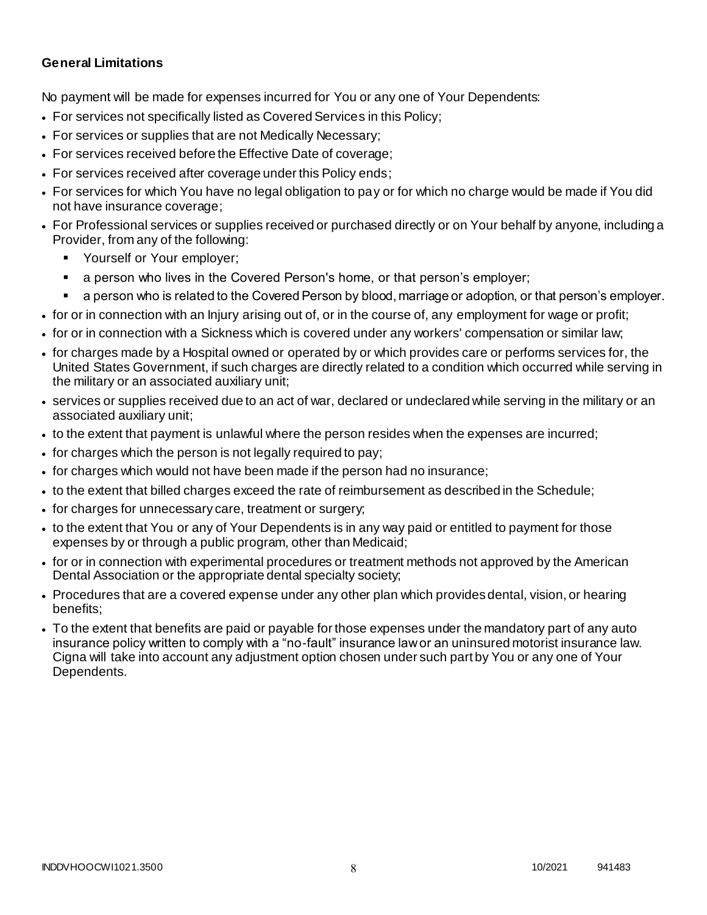**General Limitations**

No payment will be made for expenses incurred for You or any one of Your Dependents:

- For services not specifically listed as Covered Services in this Policy;
- For services or supplies that are not Medically Necessary;
- For services received before the Effective Date of coverage;
- For services received after coverage under this Policy ends;
- For services for which You have no legal obligation to pay or for which no charge would be made if You did not have insurance coverage;
- For Professional services or supplies received or purchased directly or on Your behalf by anyone, including a Provider, from any of the following:
  - Yourself or Your employer;
  - a person who lives in the Covered Person's home, or that person's employer;
  - a person who is related to the Covered Person by blood, marriage or adoption, or that person's employer.
- for or in connection with an Injury arising out of, or in the course of, any employment for wage or profit;
- for or in connection with a Sickness which is covered under any workers' compensation or similar law;
- for charges made by a Hospital owned or operated by or which provides care or performs services for, the United States Government, if such charges are directly related to a condition which occurred while serving in the military or an associated auxiliary unit;
- services or supplies received due to an act of war, declared or undeclared while serving in the military or an associated auxiliary unit;
- to the extent that payment is unlawful where the person resides when the expenses are incurred;
- for charges which the person is not legally required to pay;
- for charges which would not have been made if the person had no insurance;
- to the extent that billed charges exceed the rate of reimbursement as described in the Schedule;
- for charges for unnecessary care, treatment or surgery;
- to the extent that You or any of Your Dependents is in any way paid or entitled to payment for those expenses by or through a public program, other than Medicaid;
- for or in connection with experimental procedures or treatment methods not approved by the American Dental Association or the appropriate dental specialty society;
- Procedures that are a covered expense under any other plan which provides dental, vision, or hearing benefits;
- To the extent that benefits are paid or payable for those expenses under the mandatory part of any auto insurance policy written to comply with a "no-fault" insurance law or an uninsured motorist insurance law. Cigna will take into account any adjustment option chosen under such part by You or any one of Your Dependents.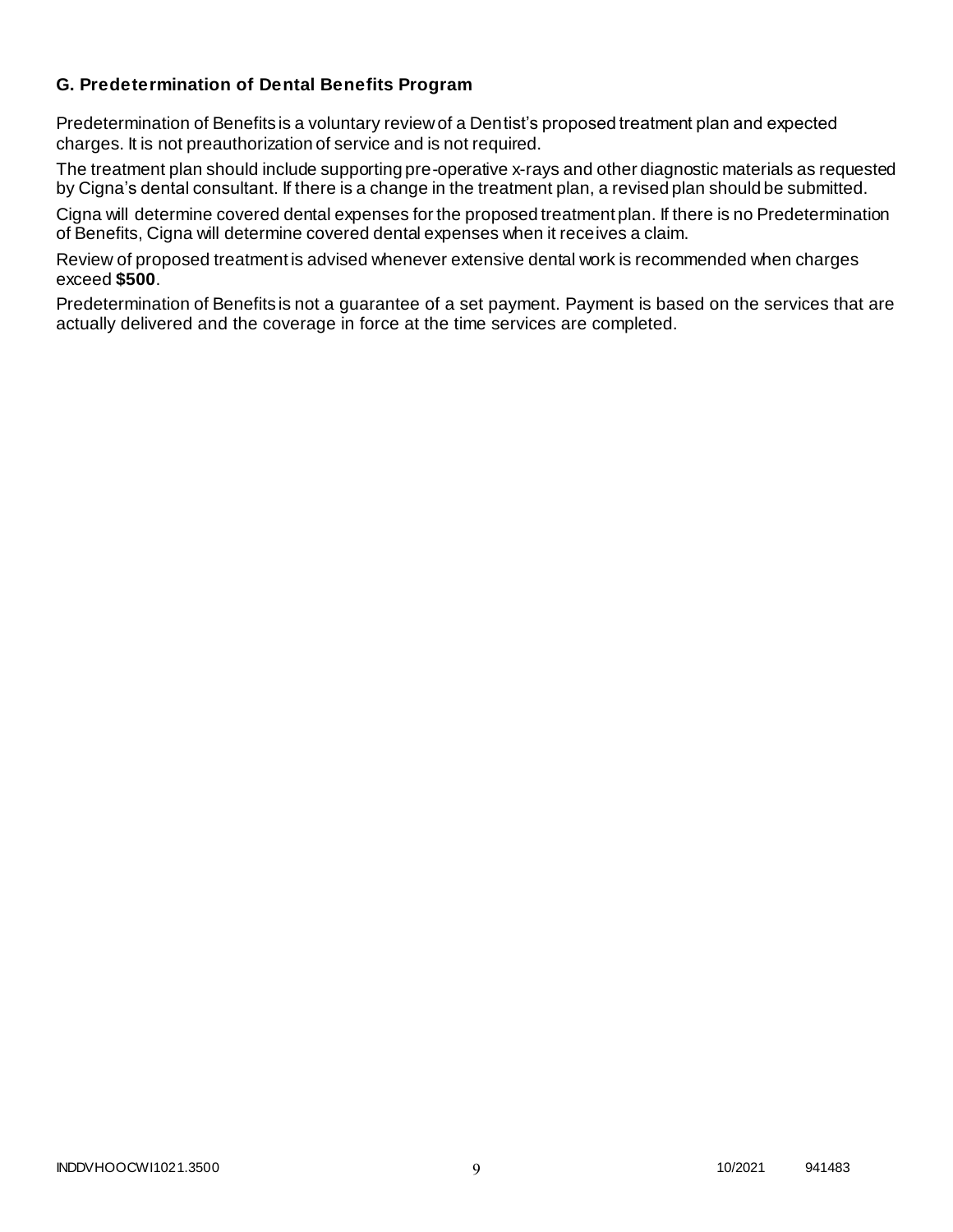### G. Predetermination of Dental Benefits Program

Predetermination of Benefits is a voluntary review of a Dentist's proposed treatment plan and expected charges. It is not preauthorization of service and is not required.

The treatment plan should include supporting pre-operative x-rays and other diagnostic materials as requested by Cigna's dental consultant. If there is a change in the treatment plan, a revised plan should be submitted.

Cigna will determine covered dental expenses for the proposed treatment plan. If there is no Predetermination of Benefits, Cigna will determine covered dental expenses when it receives a claim.

Review of proposed treatment is advised whenever extensive dental work is recommended when charges exceed **$500**.

Predetermination of Benefits is not a guarantee of a set payment. Payment is based on the services that are actually delivered and the coverage in force at the time services are completed.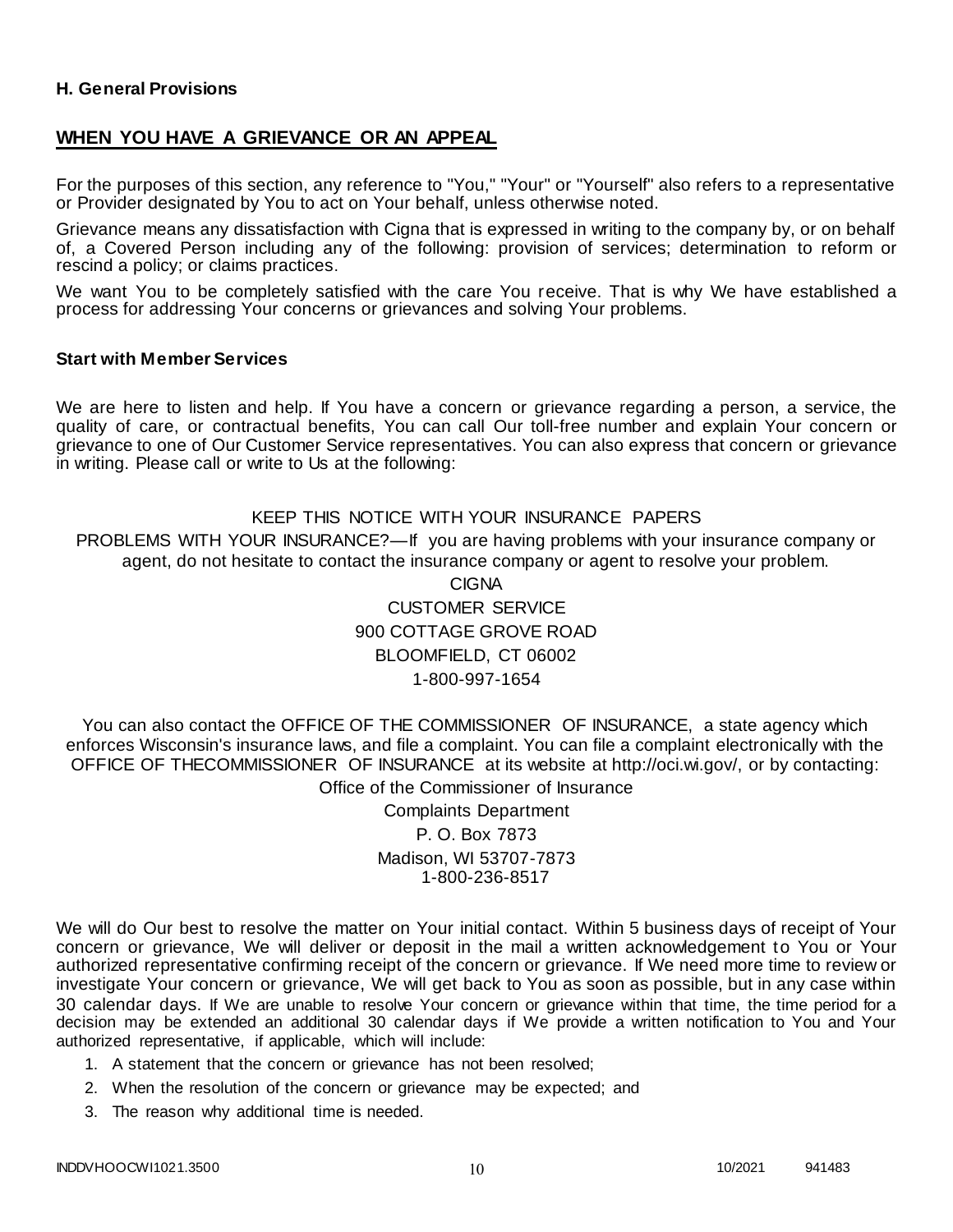**H. General Provisions**

## WHEN YOU HAVE A GRIEVANCE OR AN APPEAL

For the purposes of this section, any reference to "You," "Your" or "Yourself" also refers to a representative or Provider designated by You to act on Your behalf, unless otherwise noted.

Grievance means any dissatisfaction with Cigna that is expressed in writing to the company by, or on behalf of, a Covered Person including any of the following: provision of services; determination to reform or rescind a policy; or claims practices.

We want You to be completely satisfied with the care You receive. That is why We have established a process for addressing Your concerns or grievances and solving Your problems.

**Start with Member Services**

We are here to listen and help. If You have a concern or grievance regarding a person, a service, the quality of care, or contractual benefits, You can call Our toll-free number and explain Your concern or grievance to one of Our Customer Service representatives. You can also express that concern or grievance in writing. Please call or write to Us at the following:

KEEP THIS NOTICE WITH YOUR INSURANCE PAPERS

PROBLEMS WITH YOUR INSURANCE?—If you are having problems with your insurance company or agent, do not hesitate to contact the insurance company or agent to resolve your problem.

CIGNA
CUSTOMER SERVICE
900 COTTAGE GROVE ROAD
BLOOMFIELD, CT 06002
1-800-997-1654

You can also contact the OFFICE OF THE COMMISSIONER OF INSURANCE, a state agency which enforces Wisconsin's insurance laws, and file a complaint. You can file a complaint electronically with the OFFICE OF THECOMMISSIONER OF INSURANCE at its website at http://oci.wi.gov/, or by contacting:

Office of the Commissioner of Insurance
Complaints Department
P. O. Box 7873
Madison, WI 53707-7873
1-800-236-8517

We will do Our best to resolve the matter on Your initial contact. Within 5 business days of receipt of Your concern or grievance, We will deliver or deposit in the mail a written acknowledgement to You or Your authorized representative confirming receipt of the concern or grievance. If We need more time to review or investigate Your concern or grievance, We will get back to You as soon as possible, but in any case within 30 calendar days. If We are unable to resolve Your concern or grievance within that time, the time period for a decision may be extended an additional 30 calendar days if We provide a written notification to You and Your authorized representative, if applicable, which will include:

1. A statement that the concern or grievance has not been resolved;
2. When the resolution of the concern or grievance may be expected; and
3. The reason why additional time is needed.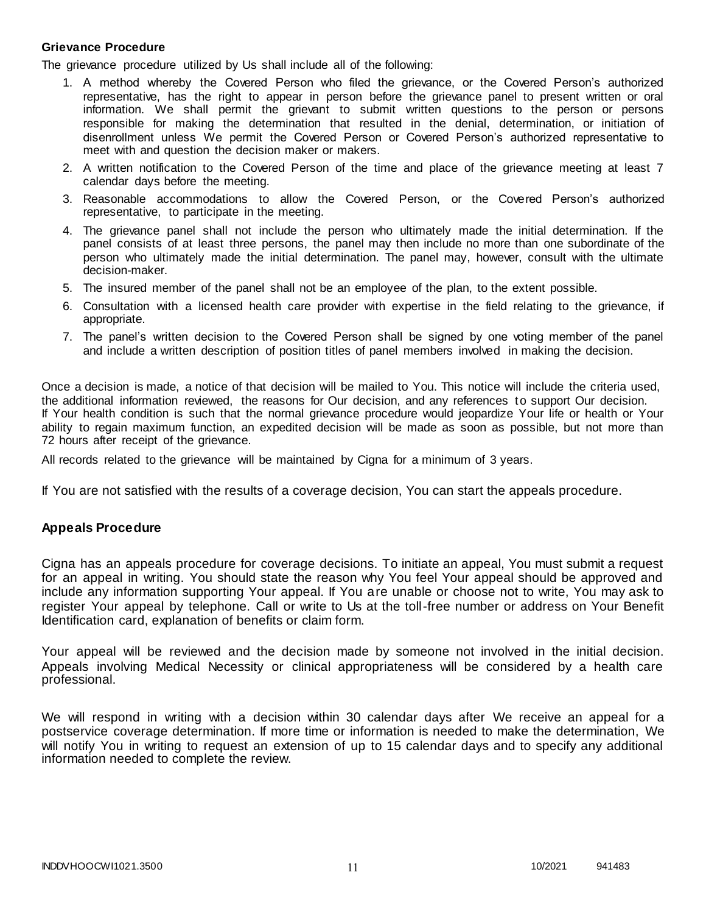### Grievance Procedure

The grievance procedure utilized by Us shall include all of the following:

1. A method whereby the Covered Person who filed the grievance, or the Covered Person's authorized representative, has the right to appear in person before the grievance panel to present written or oral information. We shall permit the grievant to submit written questions to the person or persons responsible for making the determination that resulted in the denial, determination, or initiation of disenrollment unless We permit the Covered Person or Covered Person's authorized representative to meet with and question the decision maker or makers.
2. A written notification to the Covered Person of the time and place of the grievance meeting at least 7 calendar days before the meeting.
3. Reasonable accommodations to allow the Covered Person, or the Covered Person's authorized representative, to participate in the meeting.
4. The grievance panel shall not include the person who ultimately made the initial determination. If the panel consists of at least three persons, the panel may then include no more than one subordinate of the person who ultimately made the initial determination. The panel may, however, consult with the ultimate decision-maker.
5. The insured member of the panel shall not be an employee of the plan, to the extent possible.
6. Consultation with a licensed health care provider with expertise in the field relating to the grievance, if appropriate.
7. The panel's written decision to the Covered Person shall be signed by one voting member of the panel and include a written description of position titles of panel members involved in making the decision.

Once a decision is made, a notice of that decision will be mailed to You. This notice will include the criteria used, the additional information reviewed, the reasons for Our decision, and any references to support Our decision. If Your health condition is such that the normal grievance procedure would jeopardize Your life or health or Your ability to regain maximum function, an expedited decision will be made as soon as possible, but not more than 72 hours after receipt of the grievance.

All records related to the grievance will be maintained by Cigna for a minimum of 3 years.

If You are not satisfied with the results of a coverage decision, You can start the appeals procedure.

### Appeals Procedure

Cigna has an appeals procedure for coverage decisions. To initiate an appeal, You must submit a request for an appeal in writing. You should state the reason why You feel Your appeal should be approved and include any information supporting Your appeal. If You are unable or choose not to write, You may ask to register Your appeal by telephone. Call or write to Us at the toll-free number or address on Your Benefit Identification card, explanation of benefits or claim form.

Your appeal will be reviewed and the decision made by someone not involved in the initial decision. Appeals involving Medical Necessity or clinical appropriateness will be considered by a health care professional.

We will respond in writing with a decision within 30 calendar days after We receive an appeal for a postservice coverage determination. If more time or information is needed to make the determination, We will notify You in writing to request an extension of up to 15 calendar days and to specify any additional information needed to complete the review.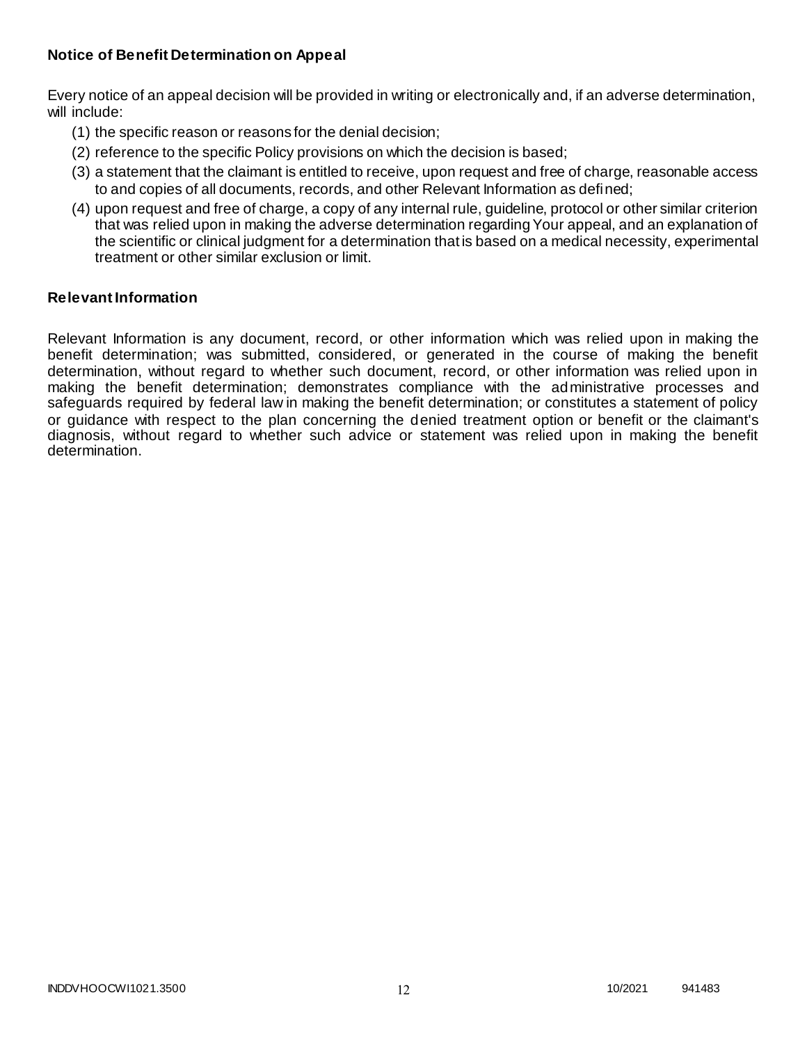**Notice of Benefit Determination on Appeal**

Every notice of an appeal decision will be provided in writing or electronically and, if an adverse determination, will include:

(1) the specific reason or reasons for the denial decision;
(2) reference to the specific Policy provisions on which the decision is based;
(3) a statement that the claimant is entitled to receive, upon request and free of charge, reasonable access to and copies of all documents, records, and other Relevant Information as defined;
(4) upon request and free of charge, a copy of any internal rule, guideline, protocol or other similar criterion that was relied upon in making the adverse determination regarding Your appeal, and an explanation of the scientific or clinical judgment for a determination that is based on a medical necessity, experimental treatment or other similar exclusion or limit.

**Relevant Information**

Relevant Information is any document, record, or other information which was relied upon in making the benefit determination; was submitted, considered, or generated in the course of making the benefit determination, without regard to whether such document, record, or other information was relied upon in making the benefit determination; demonstrates compliance with the administrative processes and safeguards required by federal law in making the benefit determination; or constitutes a statement of policy or guidance with respect to the plan concerning the denied treatment option or benefit or the claimant's diagnosis, without regard to whether such advice or statement was relied upon in making the benefit determination.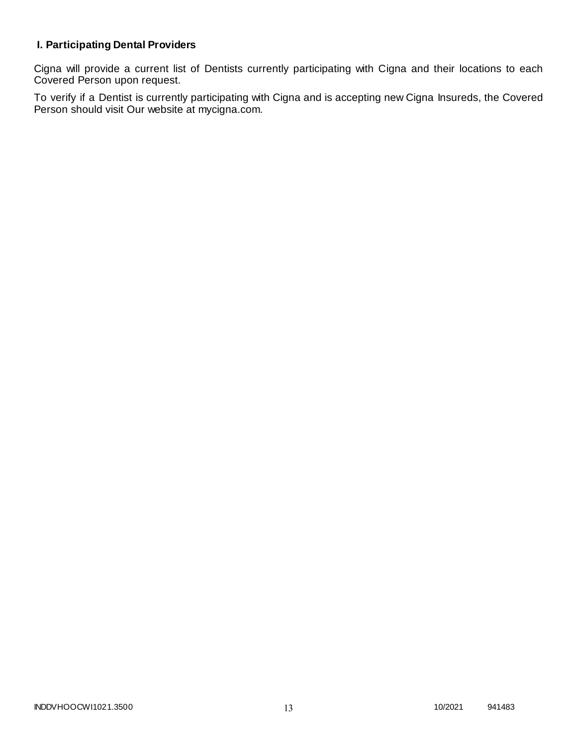### I. Participating Dental Providers

Cigna will provide a current list of Dentists currently participating with Cigna and their locations to each Covered Person upon request.

To verify if a Dentist is currently participating with Cigna and is accepting new Cigna Insureds, the Covered Person should visit Our website at mycigna.com.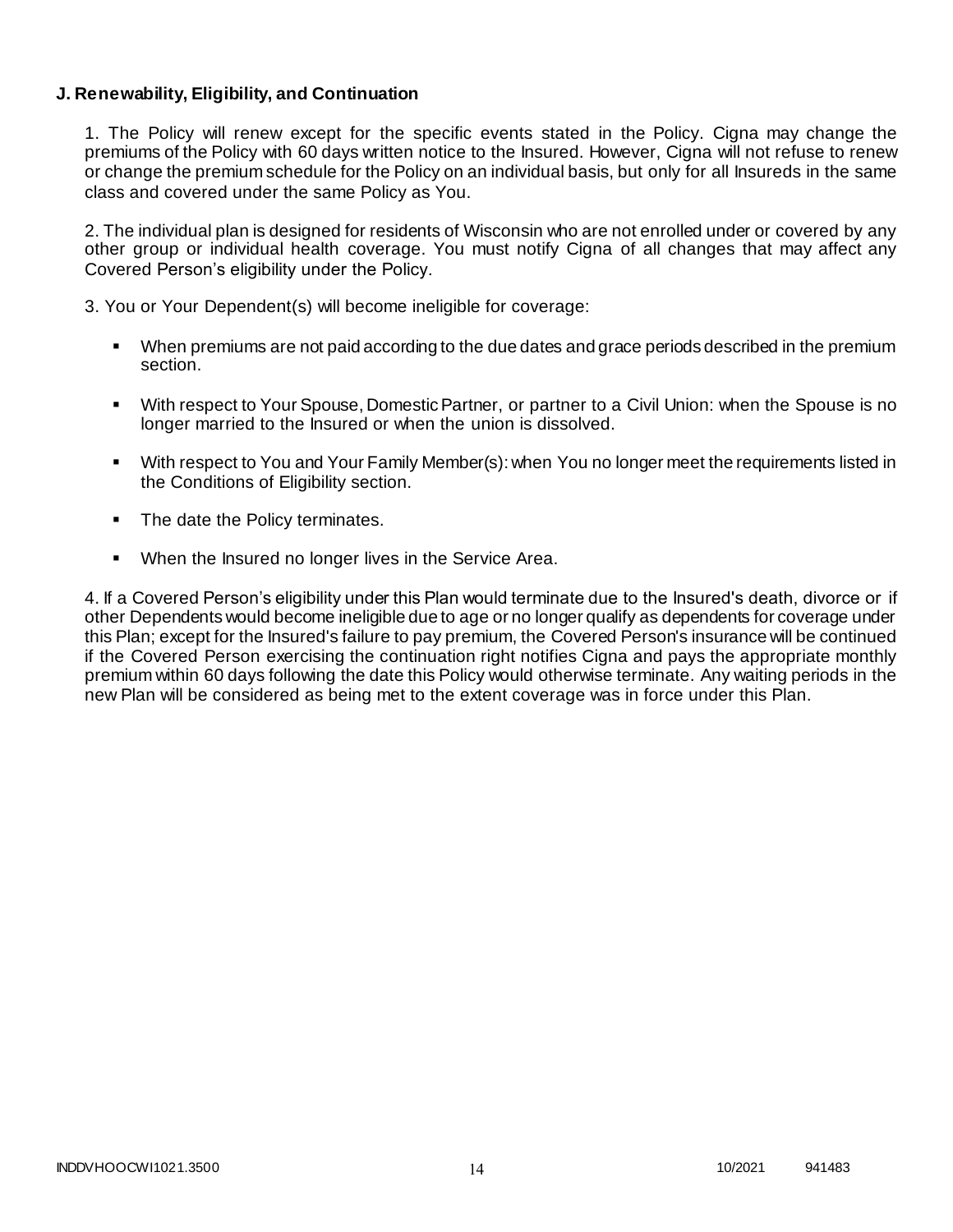**J. Renewability, Eligibility, and Continuation**

1. The Policy will renew except for the specific events stated in the Policy. Cigna may change the premiums of the Policy with 60 days written notice to the Insured. However, Cigna will not refuse to renew or change the premium schedule for the Policy on an individual basis, but only for all Insureds in the same class and covered under the same Policy as You.

2. The individual plan is designed for residents of Wisconsin who are not enrolled under or covered by any other group or individual health coverage. You must notify Cigna of all changes that may affect any Covered Person's eligibility under the Policy.

3. You or Your Dependent(s) will become ineligible for coverage:

- When premiums are not paid according to the due dates and grace periods described in the premium section.
- With respect to Your Spouse, Domestic Partner, or partner to a Civil Union: when the Spouse is no longer married to the Insured or when the union is dissolved.
- With respect to You and Your Family Member(s): when You no longer meet the requirements listed in the Conditions of Eligibility section.
- The date the Policy terminates.
- When the Insured no longer lives in the Service Area.

4. If a Covered Person's eligibility under this Plan would terminate due to the Insured's death, divorce or if other Dependents would become ineligible due to age or no longer qualify as dependents for coverage under this Plan; except for the Insured's failure to pay premium, the Covered Person's insurance will be continued if the Covered Person exercising the continuation right notifies Cigna and pays the appropriate monthly premium within 60 days following the date this Policy would otherwise terminate. Any waiting periods in the new Plan will be considered as being met to the extent coverage was in force under this Plan.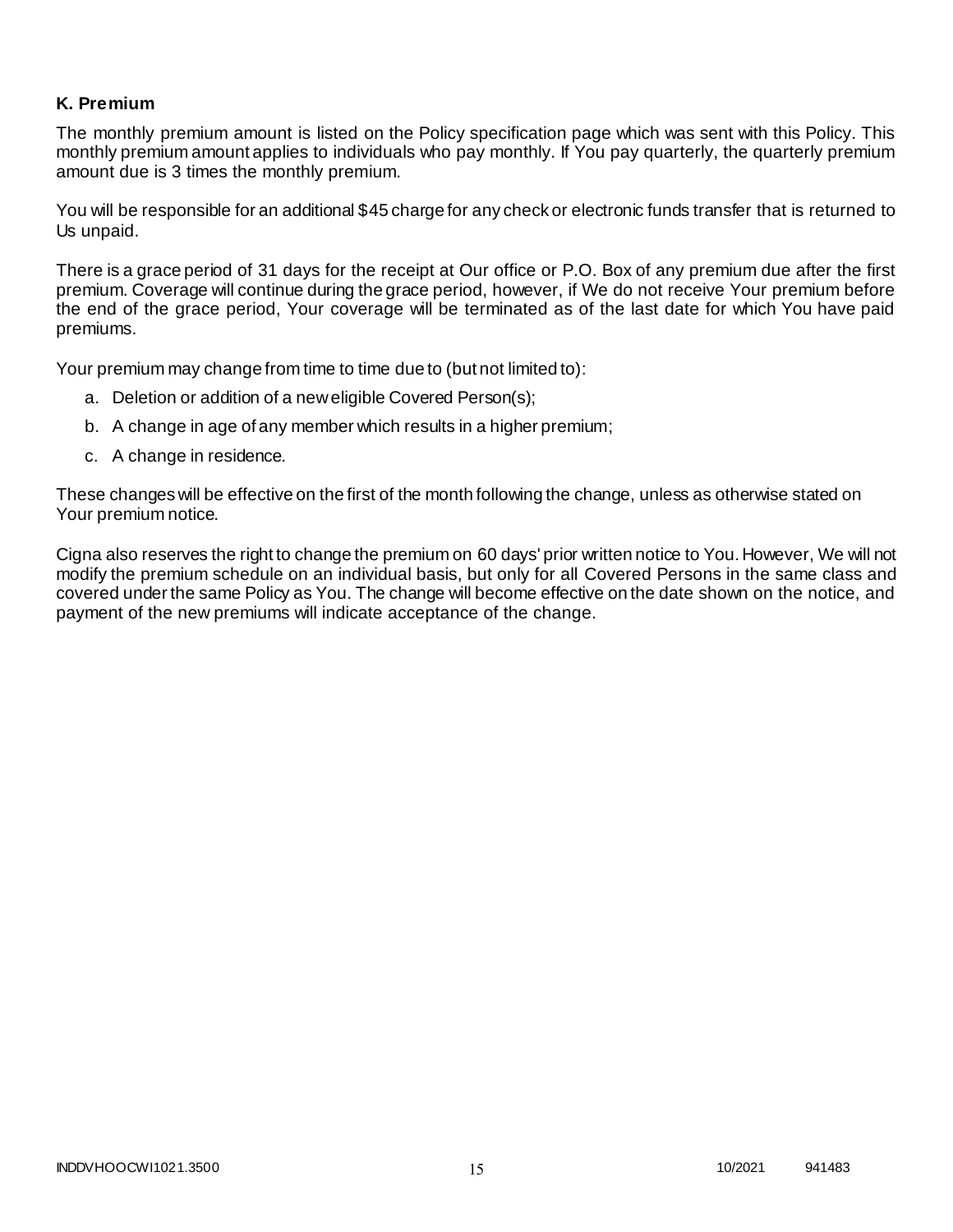### K. Premium

The monthly premium amount is listed on the Policy specification page which was sent with this Policy. This monthly premium amount applies to individuals who pay monthly. If You pay quarterly, the quarterly premium amount due is 3 times the monthly premium.

You will be responsible for an additional $45 charge for any check or electronic funds transfer that is returned to Us unpaid.

There is a grace period of 31 days for the receipt at Our office or P.O. Box of any premium due after the first premium. Coverage will continue during the grace period, however, if We do not receive Your premium before the end of the grace period, Your coverage will be terminated as of the last date for which You have paid premiums.

Your premium may change from time to time due to (but not limited to):

a. Deletion or addition of a new eligible Covered Person(s);
b. A change in age of any member which results in a higher premium;
c. A change in residence.

These changes will be effective on the first of the month following the change, unless as otherwise stated on Your premium notice.

Cigna also reserves the right to change the premium on 60 days' prior written notice to You. However, We will not modify the premium schedule on an individual basis, but only for all Covered Persons in the same class and covered under the same Policy as You. The change will become effective on the date shown on the notice, and payment of the new premiums will indicate acceptance of the change.